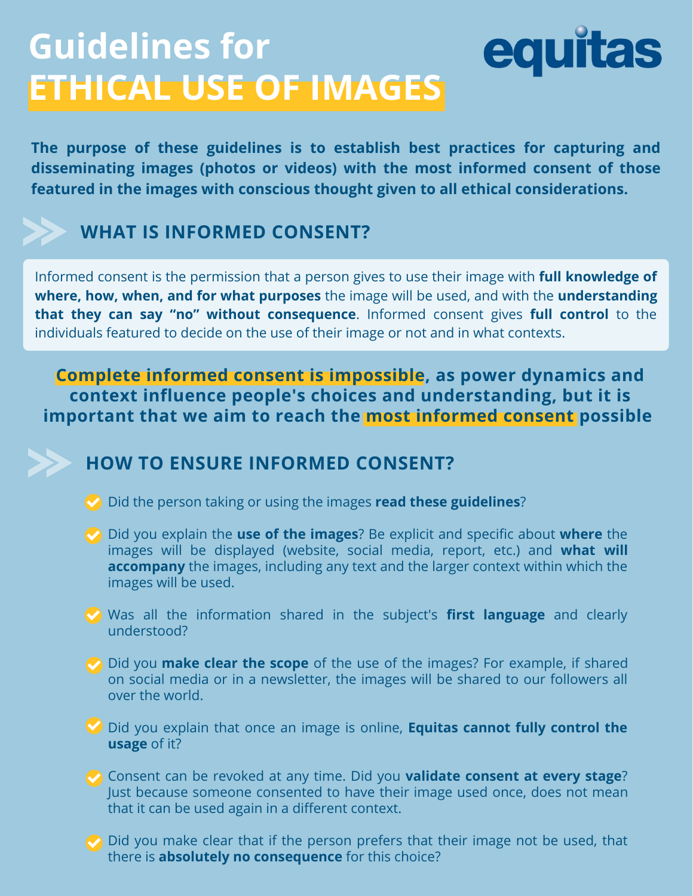# Guidelines for ETHICAL USE OF IMAGES

equitas

**The purpose of these guidelines is to establish best practices for capturing and disseminating images (photos or videos) with the most informed consent of those featured in the images with conscious thought given to all ethical considerations.**

## WHAT IS INFORMED CONSENT?

Informed consent is the permission that a person gives to use their image with **full knowledge of where, how, when, and for what purposes** the image will be used, and with the **understanding that they can say "no" without consequence**. Informed consent gives **full control** to the individuals featured to decide on the use of their image or not and in what contexts.

**Complete informed consent is impossible, as power dynamics and context influence people's choices and understanding, but it is important that we aim to reach the most informed consent possible**

## HOW TO ENSURE INFORMED CONSENT?

- Did the person taking or using the images **read these guidelines**?
- Did you explain the **use of the images**? Be explicit and specific about **where** the images will be displayed (website, social media, report, etc.) and **what will accompany** the images, including any text and the larger context within which the images will be used.
- Was all the information shared in the subject's **first language** and clearly understood?
- Did you **make clear the scope** of the use of the images? For example, if shared on social media or in a newsletter, the images will be shared to our followers all over the world.
- Did you explain that once an image is online, **Equitas cannot fully control the usage** of it?
- Consent can be revoked at any time. Did you **validate consent at every stage**? Just because someone consented to have their image used once, does not mean that it can be used again in a different context.
- Did you make clear that if the person prefers that their image not be used, that there is **absolutely no consequence** for this choice?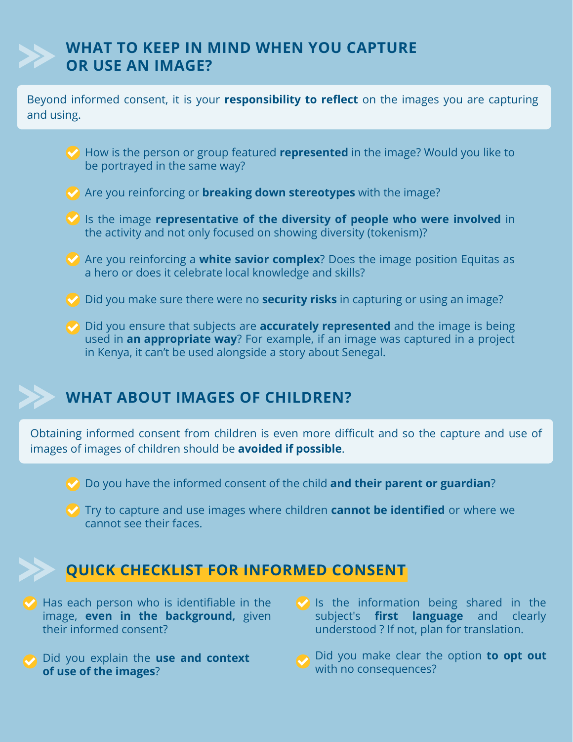## WHAT TO KEEP IN MIND WHEN YOU CAPTURE OR USE AN IMAGE?

Beyond informed consent, it is your **responsibility to reflect** on the images you are capturing and using.

- How is the person or group featured **represented** in the image? Would you like to be portrayed in the same way?
- Are you reinforcing or **breaking down stereotypes** with the image?
- Is the image **representative of the diversity of people who were involved** in the activity and not only focused on showing diversity (tokenism)?
- Are you reinforcing a **white savior complex**? Does the image position Equitas as a hero or does it celebrate local knowledge and skills?
- Did you make sure there were no **security risks** in capturing or using an image?
- Did you ensure that subjects are **accurately represented** and the image is being used in **an appropriate way**? For example, if an image was captured in a project in Kenya, it can't be used alongside a story about Senegal.

## WHAT ABOUT IMAGES OF CHILDREN?

Obtaining informed consent from children is even more difficult and so the capture and use of images of images of children should be **avoided if possible**.

- Do you have the informed consent of the child **and their parent or guardian**?
- Try to capture and use images where children **cannot be identified** or where we cannot see their faces.

## QUICK CHECKLIST FOR INFORMED CONSENT

- Has each person who is identifiable in the image, **even in the background,** given their informed consent?
- Did you explain the **use and context of use of the images**?
- Is the information being shared in the subject's **first language** and clearly understood ? If not, plan for translation.
- Did you make clear the option **to opt out** with no consequences?